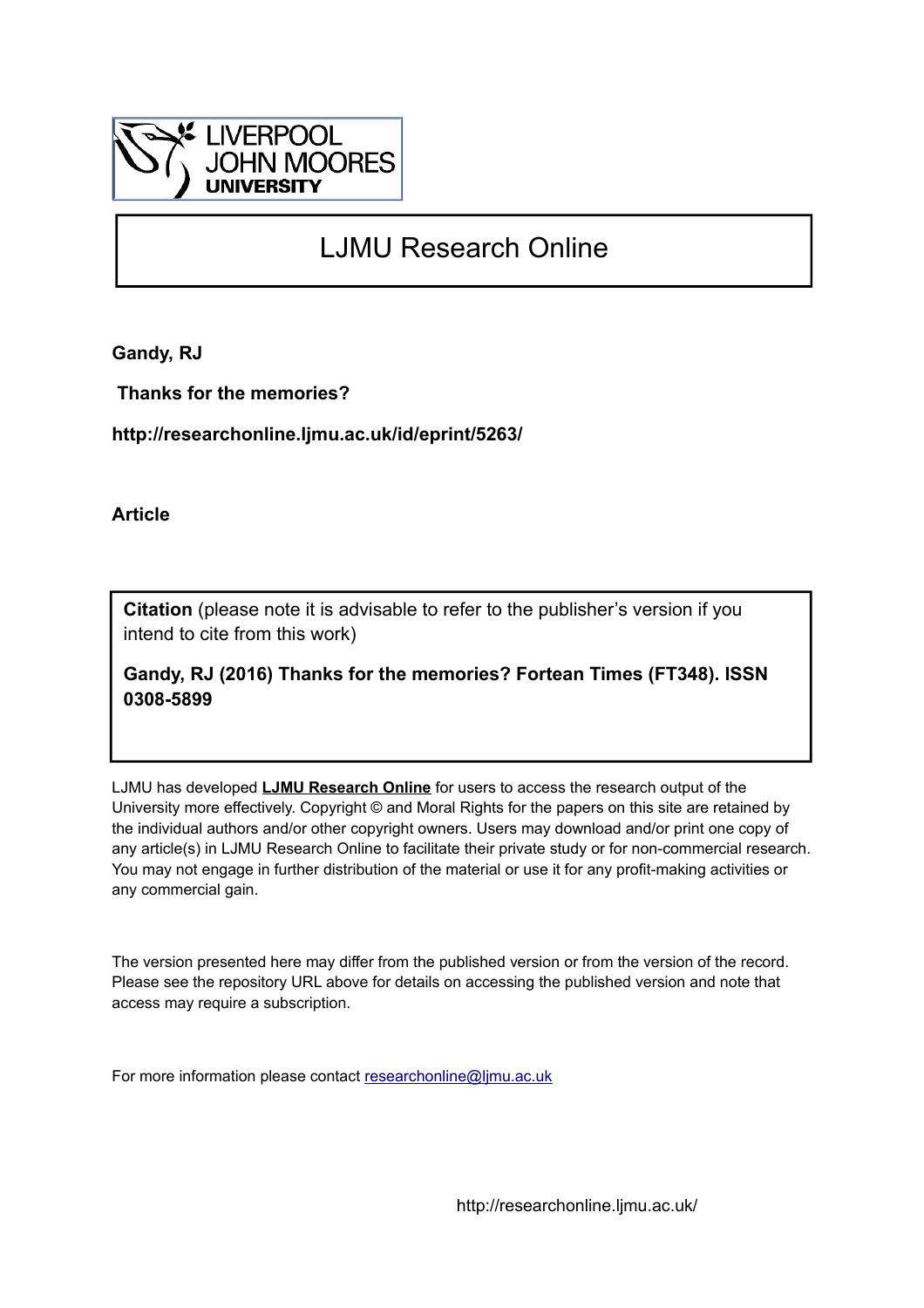LIVERPOOL JOHN MOORES UNIVERSITY

# LJMU Research Online

**Gandy, RJ**

**Thanks for the memories?**

**http://researchonline.ljmu.ac.uk/id/eprint/5263/**

**Article**

**Citation** (please note it is advisable to refer to the publisher's version if you intend to cite from this work)

**Gandy, RJ (2016) Thanks for the memories? Fortean Times (FT348). ISSN 0308-5899**

LJMU has developed **LJMU Research Online** for users to access the research output of the University more effectively. Copyright © and Moral Rights for the papers on this site are retained by the individual authors and/or other copyright owners. Users may download and/or print one copy of any article(s) in LJMU Research Online to facilitate their private study or for non-commercial research. You may not engage in further distribution of the material or use it for any profit-making activities or any commercial gain.

The version presented here may differ from the published version or from the version of the record. Please see the repository URL above for details on accessing the published version and note that access may require a subscription.

For more information please contact researchonline@ljmu.ac.uk

http://researchonline.ljmu.ac.uk/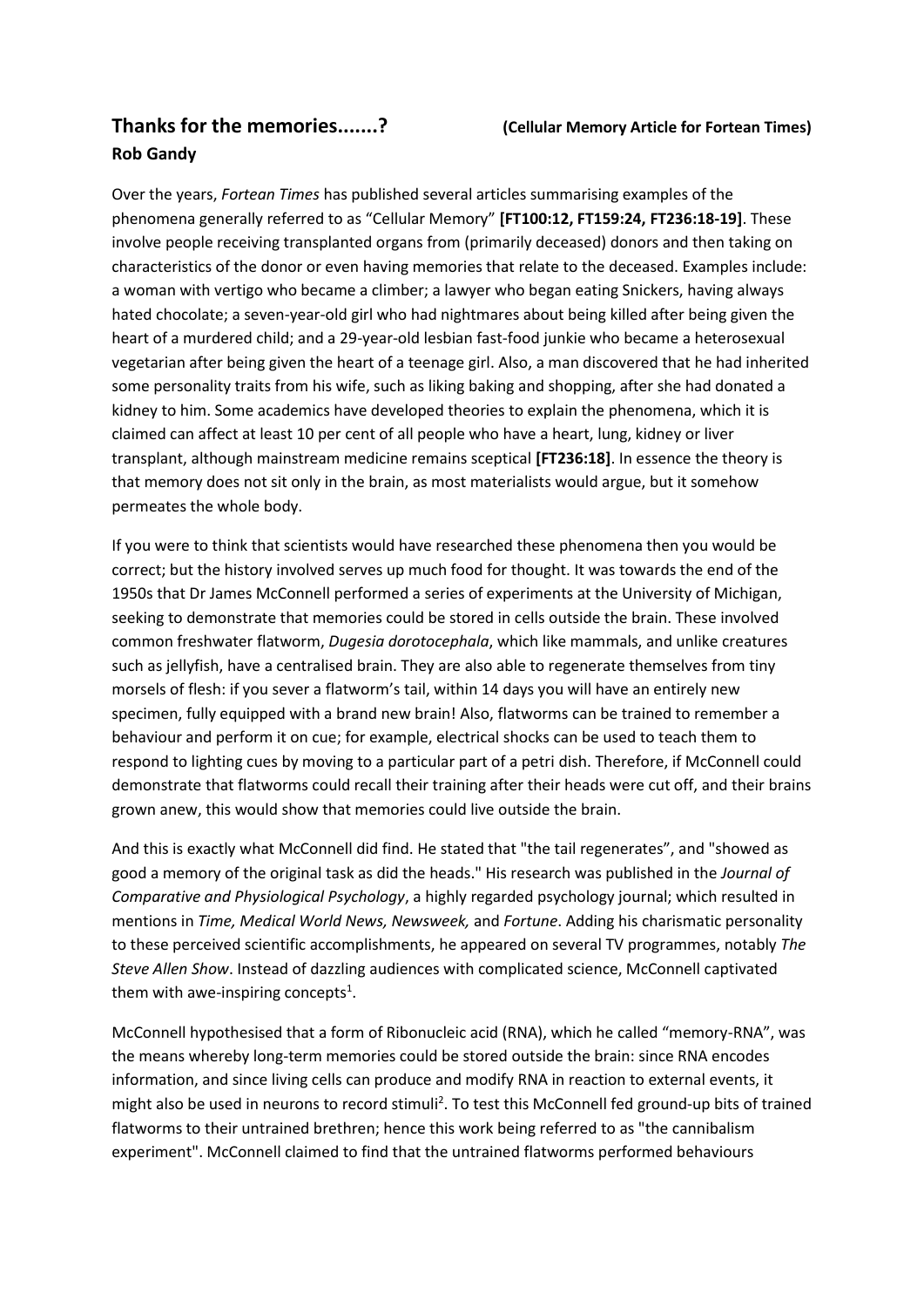## Thanks for the memories.......? (Cellular Memory Article for Fortean Times)

**Rob Gandy**

Over the years, *Fortean Times* has published several articles summarising examples of the phenomena generally referred to as "Cellular Memory" **[FT100:12, FT159:24, FT236:18-19]**. These involve people receiving transplanted organs from (primarily deceased) donors and then taking on characteristics of the donor or even having memories that relate to the deceased. Examples include: a woman with vertigo who became a climber; a lawyer who began eating Snickers, having always hated chocolate; a seven-year-old girl who had nightmares about being killed after being given the heart of a murdered child; and a 29-year-old lesbian fast-food junkie who became a heterosexual vegetarian after being given the heart of a teenage girl. Also, a man discovered that he had inherited some personality traits from his wife, such as liking baking and shopping, after she had donated a kidney to him. Some academics have developed theories to explain the phenomena, which it is claimed can affect at least 10 per cent of all people who have a heart, lung, kidney or liver transplant, although mainstream medicine remains sceptical **[FT236:18]**. In essence the theory is that memory does not sit only in the brain, as most materialists would argue, but it somehow permeates the whole body.

If you were to think that scientists would have researched these phenomena then you would be correct; but the history involved serves up much food for thought. It was towards the end of the 1950s that Dr James McConnell performed a series of experiments at the University of Michigan, seeking to demonstrate that memories could be stored in cells outside the brain. These involved common freshwater flatworm, *Dugesia dorotocephala*, which like mammals, and unlike creatures such as jellyfish, have a centralised brain. They are also able to regenerate themselves from tiny morsels of flesh: if you sever a flatworm's tail, within 14 days you will have an entirely new specimen, fully equipped with a brand new brain! Also, flatworms can be trained to remember a behaviour and perform it on cue; for example, electrical shocks can be used to teach them to respond to lighting cues by moving to a particular part of a petri dish. Therefore, if McConnell could demonstrate that flatworms could recall their training after their heads were cut off, and their brains grown anew, this would show that memories could live outside the brain.

And this is exactly what McConnell did find. He stated that "the tail regenerates", and "showed as good a memory of the original task as did the heads." His research was published in the *Journal of Comparative and Physiological Psychology*, a highly regarded psychology journal; which resulted in mentions in *Time, Medical World News, Newsweek,* and *Fortune*. Adding his charismatic personality to these perceived scientific accomplishments, he appeared on several TV programmes, notably *The Steve Allen Show*. Instead of dazzling audiences with complicated science, McConnell captivated them with awe-inspiring concepts[1].

McConnell hypothesised that a form of Ribonucleic acid (RNA), which he called "memory-RNA", was the means whereby long-term memories could be stored outside the brain: since RNA encodes information, and since living cells can produce and modify RNA in reaction to external events, it might also be used in neurons to record stimuli[2]. To test this McConnell fed ground-up bits of trained flatworms to their untrained brethren; hence this work being referred to as "the cannibalism experiment". McConnell claimed to find that the untrained flatworms performed behaviours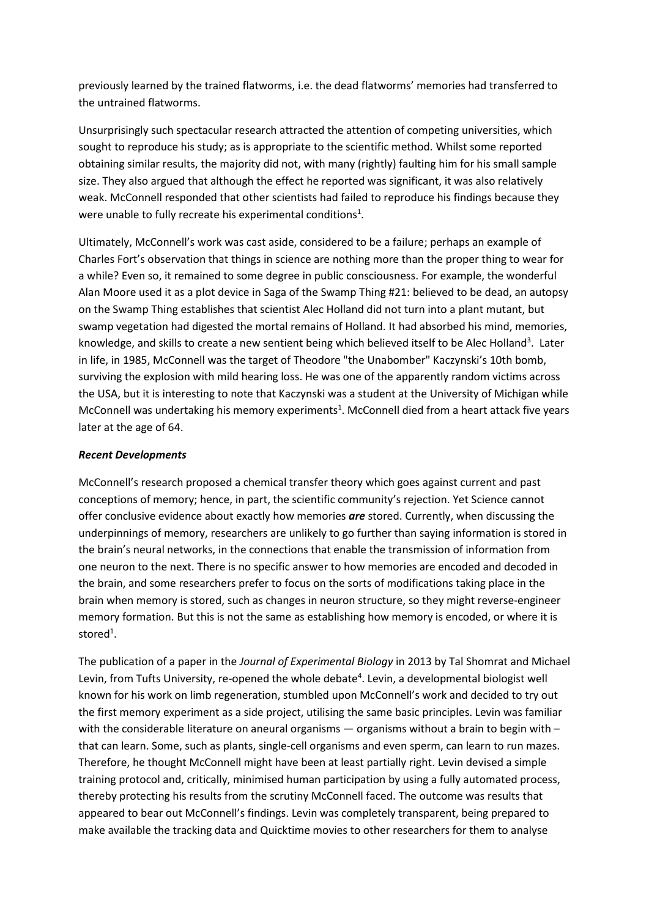previously learned by the trained flatworms, i.e. the dead flatworms' memories had transferred to the untrained flatworms.

Unsurprisingly such spectacular research attracted the attention of competing universities, which sought to reproduce his study; as is appropriate to the scientific method. Whilst some reported obtaining similar results, the majority did not, with many (rightly) faulting him for his small sample size. They also argued that although the effect he reported was significant, it was also relatively weak. McConnell responded that other scientists had failed to reproduce his findings because they were unable to fully recreate his experimental conditions[1].

Ultimately, McConnell's work was cast aside, considered to be a failure; perhaps an example of Charles Fort's observation that things in science are nothing more than the proper thing to wear for a while? Even so, it remained to some degree in public consciousness. For example, the wonderful Alan Moore used it as a plot device in Saga of the Swamp Thing #21: believed to be dead, an autopsy on the Swamp Thing establishes that scientist Alec Holland did not turn into a plant mutant, but swamp vegetation had digested the mortal remains of Holland. It had absorbed his mind, memories, knowledge, and skills to create a new sentient being which believed itself to be Alec Holland[3]. Later in life, in 1985, McConnell was the target of Theodore "the Unabomber" Kaczynski's 10th bomb, surviving the explosion with mild hearing loss. He was one of the apparently random victims across the USA, but it is interesting to note that Kaczynski was a student at the University of Michigan while McConnell was undertaking his memory experiments[1]. McConnell died from a heart attack five years later at the age of 64.

***Recent Developments***

McConnell's research proposed a chemical transfer theory which goes against current and past conceptions of memory; hence, in part, the scientific community's rejection. Yet Science cannot offer conclusive evidence about exactly how memories ***are*** stored. Currently, when discussing the underpinnings of memory, researchers are unlikely to go further than saying information is stored in the brain's neural networks, in the connections that enable the transmission of information from one neuron to the next. There is no specific answer to how memories are encoded and decoded in the brain, and some researchers prefer to focus on the sorts of modifications taking place in the brain when memory is stored, such as changes in neuron structure, so they might reverse-engineer memory formation. But this is not the same as establishing how memory is encoded, or where it is stored[1].

The publication of a paper in the *Journal of Experimental Biology* in 2013 by Tal Shomrat and Michael Levin, from Tufts University, re-opened the whole debate[4]. Levin, a developmental biologist well known for his work on limb regeneration, stumbled upon McConnell's work and decided to try out the first memory experiment as a side project, utilising the same basic principles. Levin was familiar with the considerable literature on aneural organisms — organisms without a brain to begin with – that can learn. Some, such as plants, single-cell organisms and even sperm, can learn to run mazes. Therefore, he thought McConnell might have been at least partially right. Levin devised a simple training protocol and, critically, minimised human participation by using a fully automated process, thereby protecting his results from the scrutiny McConnell faced. The outcome was results that appeared to bear out McConnell's findings. Levin was completely transparent, being prepared to make available the tracking data and Quicktime movies to other researchers for them to analyse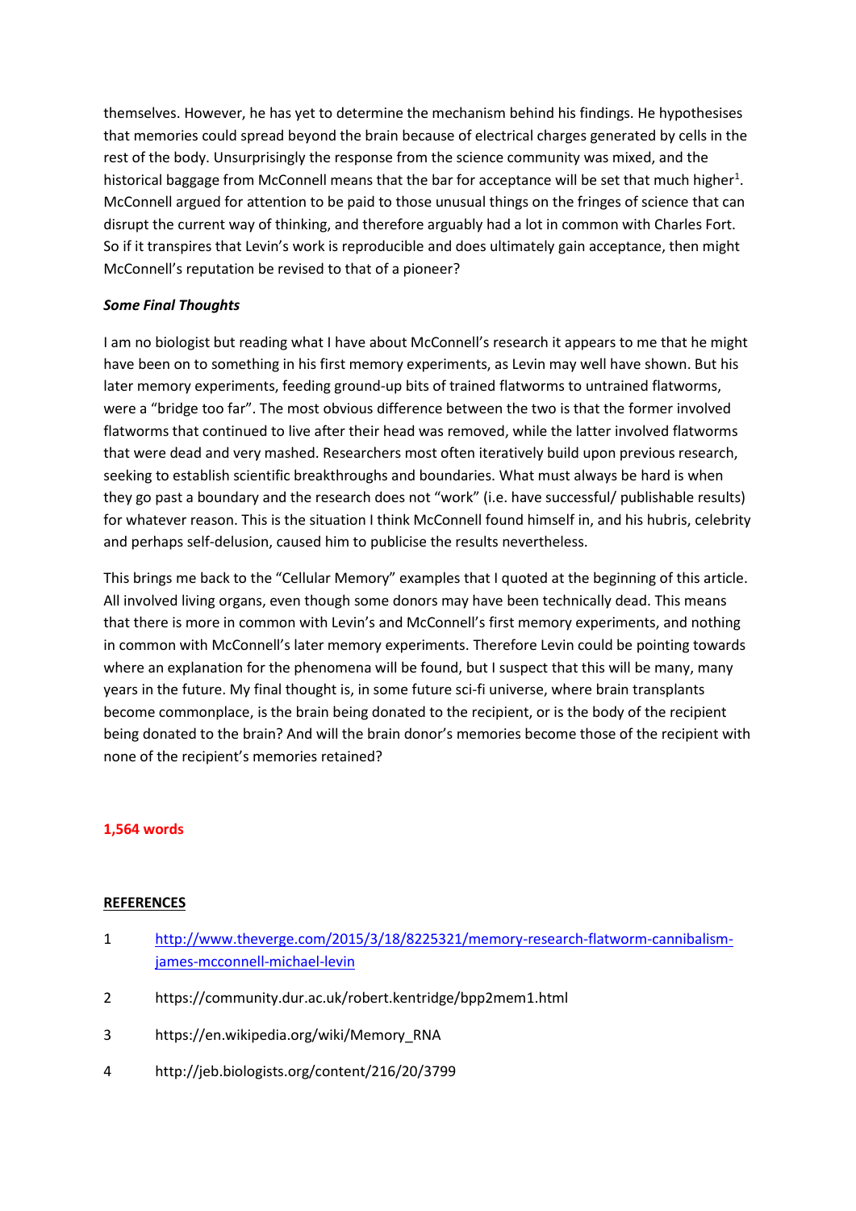themselves. However, he has yet to determine the mechanism behind his findings. He hypothesises that memories could spread beyond the brain because of electrical charges generated by cells in the rest of the body. Unsurprisingly the response from the science community was mixed, and the historical baggage from McConnell means that the bar for acceptance will be set that much higher[1]. McConnell argued for attention to be paid to those unusual things on the fringes of science that can disrupt the current way of thinking, and therefore arguably had a lot in common with Charles Fort. So if it transpires that Levin's work is reproducible and does ultimately gain acceptance, then might McConnell's reputation be revised to that of a pioneer?

***Some Final Thoughts***

I am no biologist but reading what I have about McConnell's research it appears to me that he might have been on to something in his first memory experiments, as Levin may well have shown. But his later memory experiments, feeding ground-up bits of trained flatworms to untrained flatworms, were a "bridge too far". The most obvious difference between the two is that the former involved flatworms that continued to live after their head was removed, while the latter involved flatworms that were dead and very mashed. Researchers most often iteratively build upon previous research, seeking to establish scientific breakthroughs and boundaries. What must always be hard is when they go past a boundary and the research does not "work" (i.e. have successful/ publishable results) for whatever reason. This is the situation I think McConnell found himself in, and his hubris, celebrity and perhaps self-delusion, caused him to publicise the results nevertheless.

This brings me back to the "Cellular Memory" examples that I quoted at the beginning of this article. All involved living organs, even though some donors may have been technically dead. This means that there is more in common with Levin's and McConnell's first memory experiments, and nothing in common with McConnell's later memory experiments. Therefore Levin could be pointing towards where an explanation for the phenomena will be found, but I suspect that this will be many, many years in the future. My final thought is, in some future sci-fi universe, where brain transplants become commonplace, is the brain being donated to the recipient, or is the body of the recipient being donated to the brain? And will the brain donor's memories become those of the recipient with none of the recipient's memories retained?

**1,564 words**

**REFERENCES**

1 http://www.theverge.com/2015/3/18/8225321/memory-research-flatworm-cannibalism-james-mcconnell-michael-levin

2 https://community.dur.ac.uk/robert.kentridge/bpp2mem1.html

3 https://en.wikipedia.org/wiki/Memory_RNA

4 http://jeb.biologists.org/content/216/20/3799